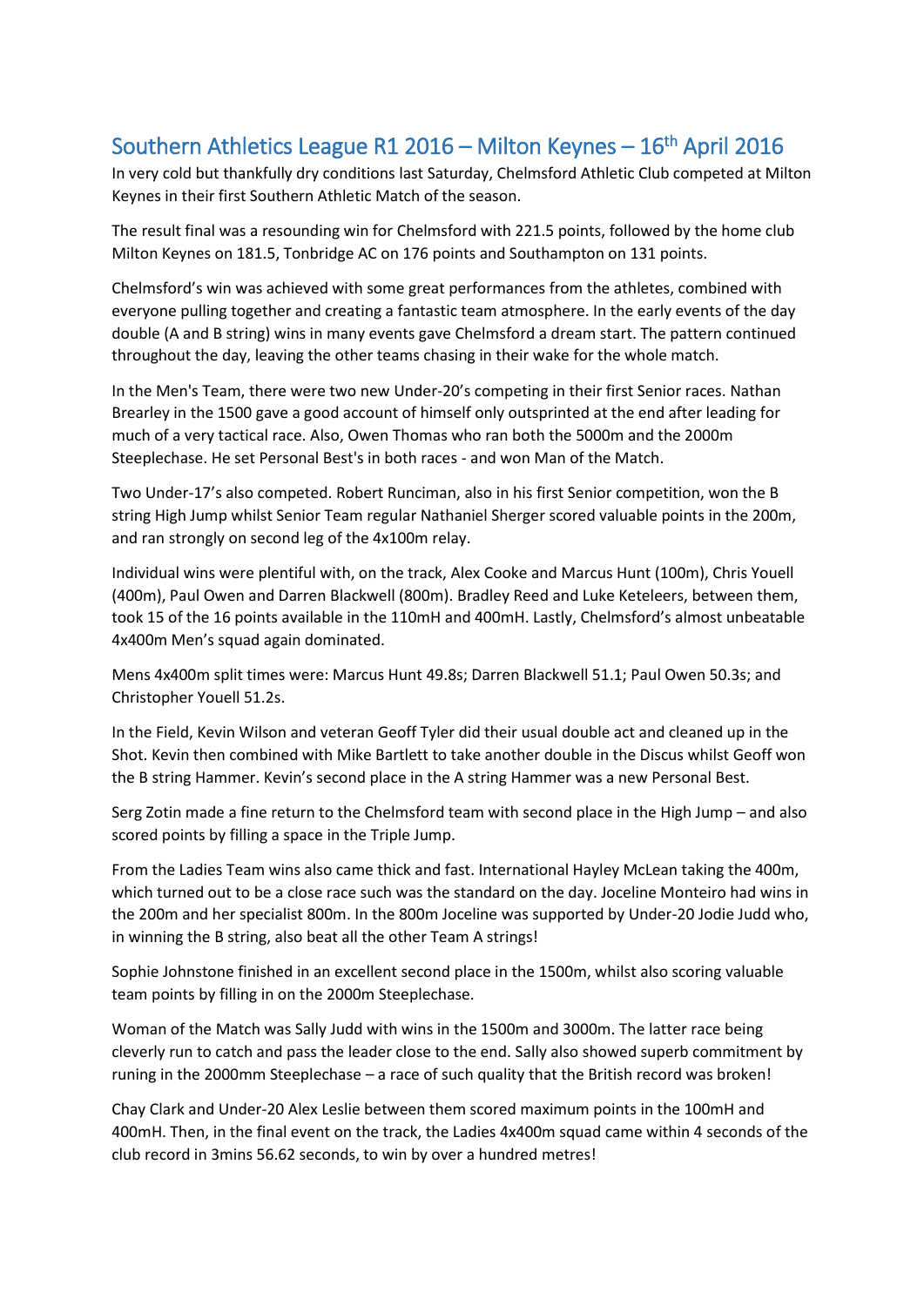## Southern Athletics League R1 2016 – Milton Keynes – 16th April 2016

In very cold but thankfully dry conditions last Saturday, Chelmsford Athletic Club competed at Milton Keynes in their first Southern Athletic Match of the season.

The result final was a resounding win for Chelmsford with 221.5 points, followed by the home club Milton Keynes on 181.5, Tonbridge AC on 176 points and Southampton on 131 points.

Chelmsford's win was achieved with some great performances from the athletes, combined with everyone pulling together and creating a fantastic team atmosphere. In the early events of the day double (A and B string) wins in many events gave Chelmsford a dream start. The pattern continued throughout the day, leaving the other teams chasing in their wake for the whole match.

In the Men's Team, there were two new Under-20's competing in their first Senior races. Nathan Brearley in the 1500 gave a good account of himself only outsprinted at the end after leading for much of a very tactical race. Also, Owen Thomas who ran both the 5000m and the 2000m Steeplechase. He set Personal Best's in both races - and won Man of the Match.

Two Under-17's also competed. Robert Runciman, also in his first Senior competition, won the B string High Jump whilst Senior Team regular Nathaniel Sherger scored valuable points in the 200m, and ran strongly on second leg of the 4x100m relay.

Individual wins were plentiful with, on the track, Alex Cooke and Marcus Hunt (100m), Chris Youell (400m), Paul Owen and Darren Blackwell (800m). Bradley Reed and Luke Keteleers, between them, took 15 of the 16 points available in the 110mH and 400mH. Lastly, Chelmsford's almost unbeatable 4x400m Men's squad again dominated.

Mens 4x400m split times were: Marcus Hunt 49.8s; Darren Blackwell 51.1; Paul Owen 50.3s; and Christopher Youell 51.2s.

In the Field, Kevin Wilson and veteran Geoff Tyler did their usual double act and cleaned up in the Shot. Kevin then combined with Mike Bartlett to take another double in the Discus whilst Geoff won the B string Hammer. Kevin's second place in the A string Hammer was a new Personal Best.

Serg Zotin made a fine return to the Chelmsford team with second place in the High Jump – and also scored points by filling a space in the Triple Jump.

From the Ladies Team wins also came thick and fast. International Hayley McLean taking the 400m, which turned out to be a close race such was the standard on the day. Joceline Monteiro had wins in the 200m and her specialist 800m. In the 800m Joceline was supported by Under-20 Jodie Judd who, in winning the B string, also beat all the other Team A strings!

Sophie Johnstone finished in an excellent second place in the 1500m, whilst also scoring valuable team points by filling in on the 2000m Steeplechase.

Woman of the Match was Sally Judd with wins in the 1500m and 3000m. The latter race being cleverly run to catch and pass the leader close to the end. Sally also showed superb commitment by runing in the 2000mm Steeplechase – a race of such quality that the British record was broken!

Chay Clark and Under-20 Alex Leslie between them scored maximum points in the 100mH and 400mH. Then, in the final event on the track, the Ladies 4x400m squad came within 4 seconds of the club record in 3mins 56.62 seconds, to win by over a hundred metres!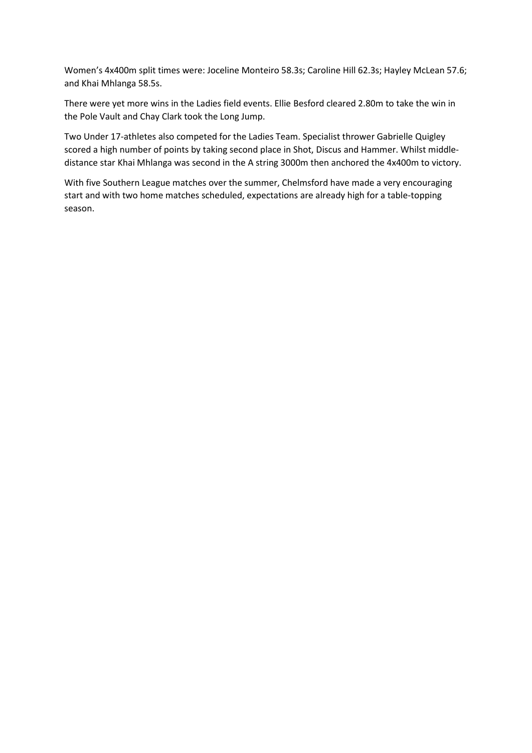Women's 4x400m split times were: Joceline Monteiro 58.3s; Caroline Hill 62.3s; Hayley McLean 57.6; and Khai Mhlanga 58.5s.

There were yet more wins in the Ladies field events. Ellie Besford cleared 2.80m to take the win in the Pole Vault and Chay Clark took the Long Jump.

Two Under 17-athletes also competed for the Ladies Team. Specialist thrower Gabrielle Quigley scored a high number of points by taking second place in Shot, Discus and Hammer. Whilst middle-distance star Khai Mhlanga was second in the A string 3000m then anchored the 4x400m to victory.

With five Southern League matches over the summer, Chelmsford have made a very encouraging start and with two home matches scheduled, expectations are already high for a table-topping season.